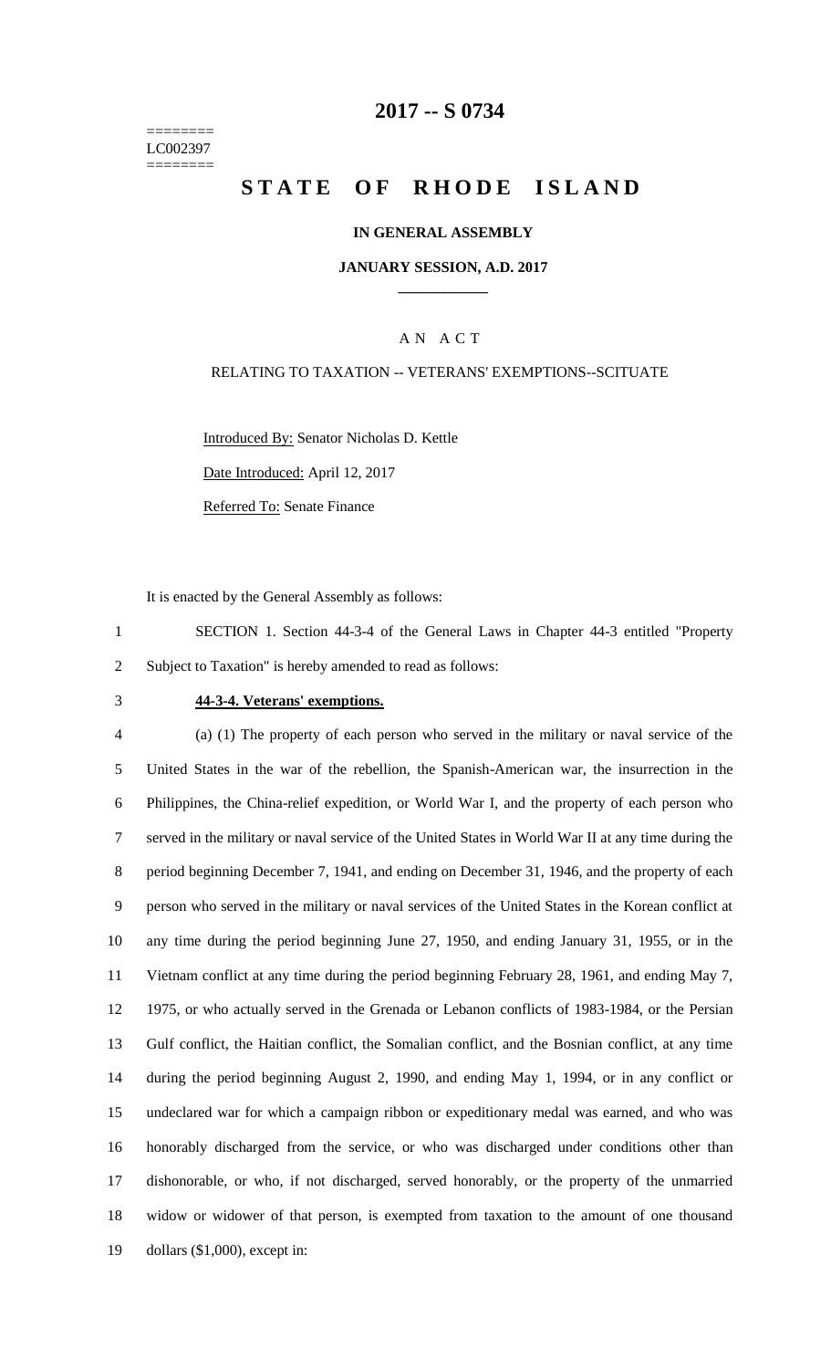========
LC002397
========

# 2017 -- S 0734

# STATE OF RHODE ISLAND

**IN GENERAL ASSEMBLY**

**JANUARY SESSION, A.D. 2017**

A N A C T

RELATING TO TAXATION -- VETERANS' EXEMPTIONS--SCITUATE

Introduced By: Senator Nicholas D. Kettle

Date Introduced: April 12, 2017

Referred To: Senate Finance

It is enacted by the General Assembly as follows:

SECTION 1. Section 44-3-4 of the General Laws in Chapter 44-3 entitled "Property Subject to Taxation" is hereby amended to read as follows:

**44-3-4. Veterans' exemptions.**

(a) (1) The property of each person who served in the military or naval service of the United States in the war of the rebellion, the Spanish-American war, the insurrection in the Philippines, the China-relief expedition, or World War I, and the property of each person who served in the military or naval service of the United States in World War II at any time during the period beginning December 7, 1941, and ending on December 31, 1946, and the property of each person who served in the military or naval services of the United States in the Korean conflict at any time during the period beginning June 27, 1950, and ending January 31, 1955, or in the Vietnam conflict at any time during the period beginning February 28, 1961, and ending May 7, 1975, or who actually served in the Grenada or Lebanon conflicts of 1983-1984, or the Persian Gulf conflict, the Haitian conflict, the Somalian conflict, and the Bosnian conflict, at any time during the period beginning August 2, 1990, and ending May 1, 1994, or in any conflict or undeclared war for which a campaign ribbon or expeditionary medal was earned, and who was honorably discharged from the service, or who was discharged under conditions other than dishonorable, or who, if not discharged, served honorably, or the property of the unmarried widow or widower of that person, is exempted from taxation to the amount of one thousand dollars ($1,000), except in: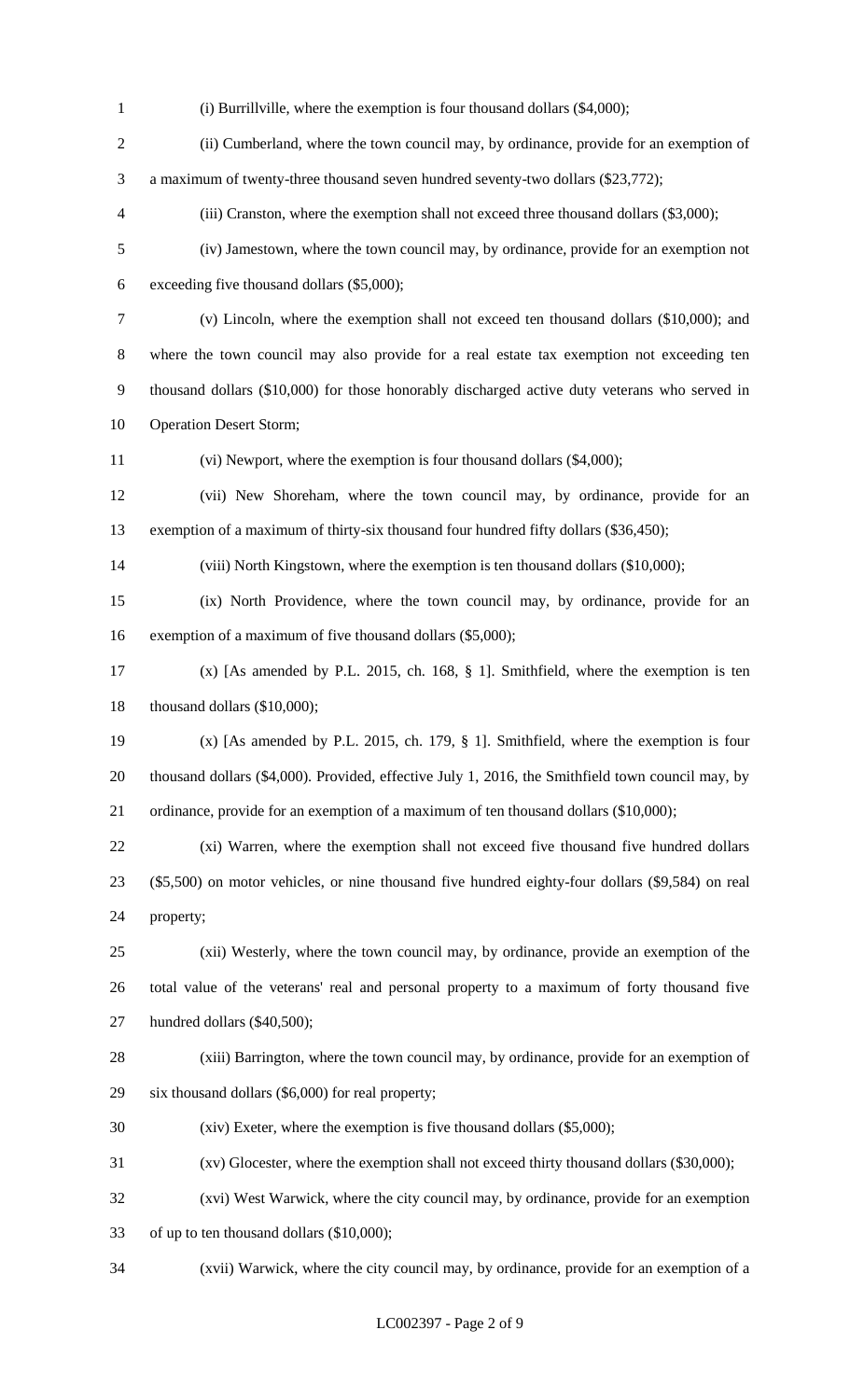(i) Burrillville, where the exemption is four thousand dollars ($4,000);

(ii) Cumberland, where the town council may, by ordinance, provide for an exemption of a maximum of twenty-three thousand seven hundred seventy-two dollars ($23,772);

(iii) Cranston, where the exemption shall not exceed three thousand dollars ($3,000);

(iv) Jamestown, where the town council may, by ordinance, provide for an exemption not exceeding five thousand dollars ($5,000);

(v) Lincoln, where the exemption shall not exceed ten thousand dollars ($10,000); and where the town council may also provide for a real estate tax exemption not exceeding ten thousand dollars ($10,000) for those honorably discharged active duty veterans who served in Operation Desert Storm;

(vi) Newport, where the exemption is four thousand dollars ($4,000);

(vii) New Shoreham, where the town council may, by ordinance, provide for an exemption of a maximum of thirty-six thousand four hundred fifty dollars ($36,450);

(viii) North Kingstown, where the exemption is ten thousand dollars ($10,000);

(ix) North Providence, where the town council may, by ordinance, provide for an exemption of a maximum of five thousand dollars ($5,000);

(x) [As amended by P.L. 2015, ch. 168, § 1]. Smithfield, where the exemption is ten thousand dollars ($10,000);

(x) [As amended by P.L. 2015, ch. 179, § 1]. Smithfield, where the exemption is four thousand dollars ($4,000). Provided, effective July 1, 2016, the Smithfield town council may, by ordinance, provide for an exemption of a maximum of ten thousand dollars ($10,000);

(xi) Warren, where the exemption shall not exceed five thousand five hundred dollars ($5,500) on motor vehicles, or nine thousand five hundred eighty-four dollars ($9,584) on real property;

(xii) Westerly, where the town council may, by ordinance, provide an exemption of the total value of the veterans' real and personal property to a maximum of forty thousand five hundred dollars ($40,500);

(xiii) Barrington, where the town council may, by ordinance, provide for an exemption of six thousand dollars ($6,000) for real property;

(xiv) Exeter, where the exemption is five thousand dollars ($5,000);

(xv) Glocester, where the exemption shall not exceed thirty thousand dollars ($30,000);

(xvi) West Warwick, where the city council may, by ordinance, provide for an exemption of up to ten thousand dollars ($10,000);

(xvii) Warwick, where the city council may, by ordinance, provide for an exemption of a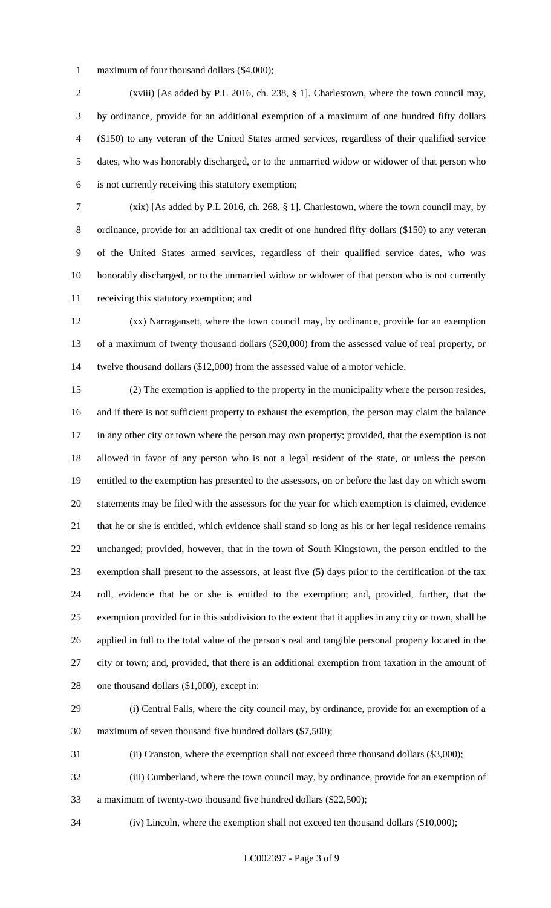maximum of four thousand dollars ($4,000);

(xviii) [As added by P.L 2016, ch. 238, § 1]. Charlestown, where the town council may, by ordinance, provide for an additional exemption of a maximum of one hundred fifty dollars ($150) to any veteran of the United States armed services, regardless of their qualified service dates, who was honorably discharged, or to the unmarried widow or widower of that person who is not currently receiving this statutory exemption;

(xix) [As added by P.L 2016, ch. 268, § 1]. Charlestown, where the town council may, by ordinance, provide for an additional tax credit of one hundred fifty dollars ($150) to any veteran of the United States armed services, regardless of their qualified service dates, who was honorably discharged, or to the unmarried widow or widower of that person who is not currently receiving this statutory exemption; and

(xx) Narragansett, where the town council may, by ordinance, provide for an exemption of a maximum of twenty thousand dollars ($20,000) from the assessed value of real property, or twelve thousand dollars ($12,000) from the assessed value of a motor vehicle.

(2) The exemption is applied to the property in the municipality where the person resides, and if there is not sufficient property to exhaust the exemption, the person may claim the balance in any other city or town where the person may own property; provided, that the exemption is not allowed in favor of any person who is not a legal resident of the state, or unless the person entitled to the exemption has presented to the assessors, on or before the last day on which sworn statements may be filed with the assessors for the year for which exemption is claimed, evidence that he or she is entitled, which evidence shall stand so long as his or her legal residence remains unchanged; provided, however, that in the town of South Kingstown, the person entitled to the exemption shall present to the assessors, at least five (5) days prior to the certification of the tax roll, evidence that he or she is entitled to the exemption; and, provided, further, that the exemption provided for in this subdivision to the extent that it applies in any city or town, shall be applied in full to the total value of the person's real and tangible personal property located in the city or town; and, provided, that there is an additional exemption from taxation in the amount of one thousand dollars ($1,000), except in:

(i) Central Falls, where the city council may, by ordinance, provide for an exemption of a maximum of seven thousand five hundred dollars ($7,500);

(ii) Cranston, where the exemption shall not exceed three thousand dollars ($3,000);

(iii) Cumberland, where the town council may, by ordinance, provide for an exemption of a maximum of twenty-two thousand five hundred dollars ($22,500);

(iv) Lincoln, where the exemption shall not exceed ten thousand dollars ($10,000);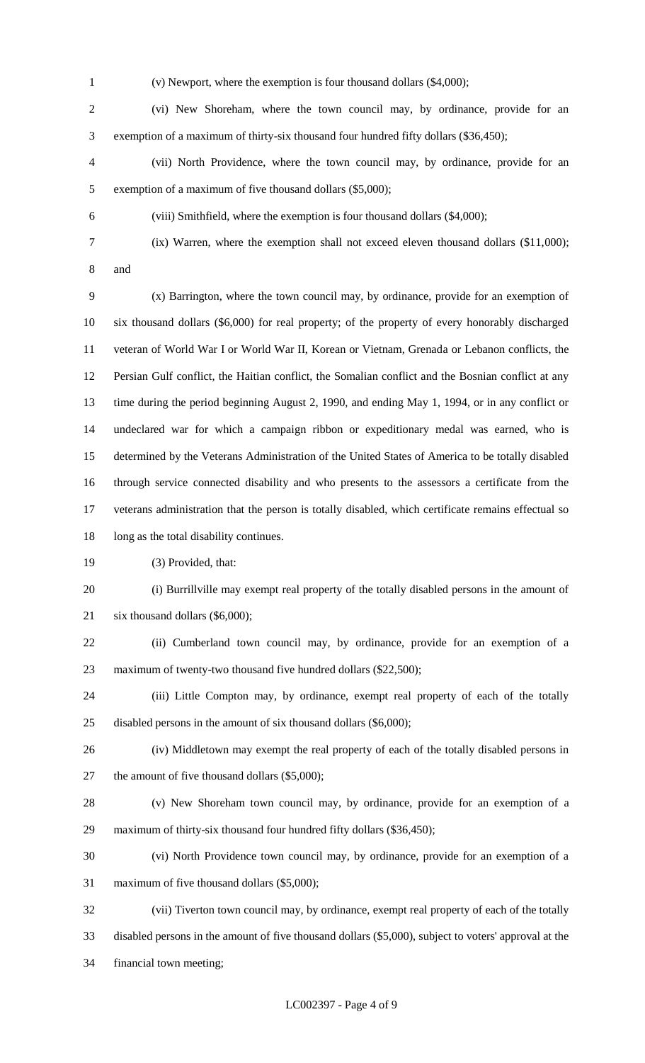(v) Newport, where the exemption is four thousand dollars ($4,000);

(vi) New Shoreham, where the town council may, by ordinance, provide for an exemption of a maximum of thirty-six thousand four hundred fifty dollars ($36,450);

(vii) North Providence, where the town council may, by ordinance, provide for an exemption of a maximum of five thousand dollars ($5,000);

(viii) Smithfield, where the exemption is four thousand dollars ($4,000);

(ix) Warren, where the exemption shall not exceed eleven thousand dollars ($11,000); and

(x) Barrington, where the town council may, by ordinance, provide for an exemption of six thousand dollars ($6,000) for real property; of the property of every honorably discharged veteran of World War I or World War II, Korean or Vietnam, Grenada or Lebanon conflicts, the Persian Gulf conflict, the Haitian conflict, the Somalian conflict and the Bosnian conflict at any time during the period beginning August 2, 1990, and ending May 1, 1994, or in any conflict or undeclared war for which a campaign ribbon or expeditionary medal was earned, who is determined by the Veterans Administration of the United States of America to be totally disabled through service connected disability and who presents to the assessors a certificate from the veterans administration that the person is totally disabled, which certificate remains effectual so long as the total disability continues.

(3) Provided, that:

(i) Burrillville may exempt real property of the totally disabled persons in the amount of six thousand dollars ($6,000);

(ii) Cumberland town council may, by ordinance, provide for an exemption of a maximum of twenty-two thousand five hundred dollars ($22,500);

(iii) Little Compton may, by ordinance, exempt real property of each of the totally disabled persons in the amount of six thousand dollars ($6,000);

(iv) Middletown may exempt the real property of each of the totally disabled persons in the amount of five thousand dollars ($5,000);

(v) New Shoreham town council may, by ordinance, provide for an exemption of a maximum of thirty-six thousand four hundred fifty dollars ($36,450);

(vi) North Providence town council may, by ordinance, provide for an exemption of a maximum of five thousand dollars ($5,000);

(vii) Tiverton town council may, by ordinance, exempt real property of each of the totally disabled persons in the amount of five thousand dollars ($5,000), subject to voters' approval at the financial town meeting;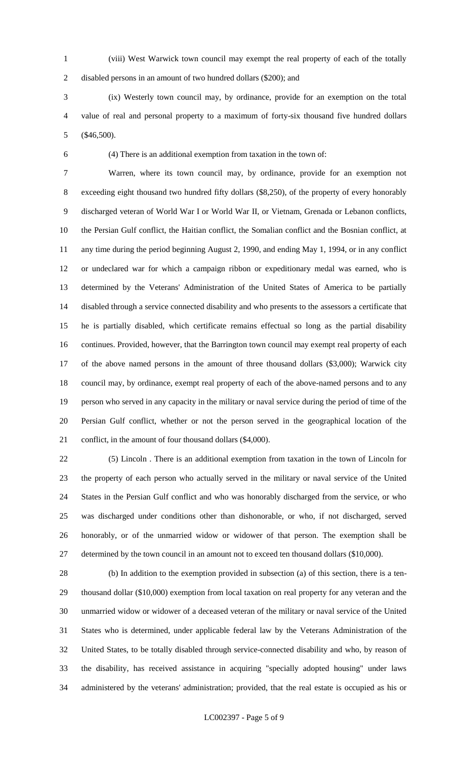(viii) West Warwick town council may exempt the real property of each of the totally disabled persons in an amount of two hundred dollars ($200); and

(ix) Westerly town council may, by ordinance, provide for an exemption on the total value of real and personal property to a maximum of forty-six thousand five hundred dollars ($46,500).

(4) There is an additional exemption from taxation in the town of:

Warren, where its town council may, by ordinance, provide for an exemption not exceeding eight thousand two hundred fifty dollars ($8,250), of the property of every honorably discharged veteran of World War I or World War II, or Vietnam, Grenada or Lebanon conflicts, the Persian Gulf conflict, the Haitian conflict, the Somalian conflict and the Bosnian conflict, at any time during the period beginning August 2, 1990, and ending May 1, 1994, or in any conflict or undeclared war for which a campaign ribbon or expeditionary medal was earned, who is determined by the Veterans' Administration of the United States of America to be partially disabled through a service connected disability and who presents to the assessors a certificate that he is partially disabled, which certificate remains effectual so long as the partial disability continues. Provided, however, that the Barrington town council may exempt real property of each of the above named persons in the amount of three thousand dollars ($3,000); Warwick city council may, by ordinance, exempt real property of each of the above-named persons and to any person who served in any capacity in the military or naval service during the period of time of the Persian Gulf conflict, whether or not the person served in the geographical location of the conflict, in the amount of four thousand dollars ($4,000).

(5) Lincoln . There is an additional exemption from taxation in the town of Lincoln for the property of each person who actually served in the military or naval service of the United States in the Persian Gulf conflict and who was honorably discharged from the service, or who was discharged under conditions other than dishonorable, or who, if not discharged, served honorably, or of the unmarried widow or widower of that person. The exemption shall be determined by the town council in an amount not to exceed ten thousand dollars ($10,000).

(b) In addition to the exemption provided in subsection (a) of this section, there is a ten-thousand dollar ($10,000) exemption from local taxation on real property for any veteran and the unmarried widow or widower of a deceased veteran of the military or naval service of the United States who is determined, under applicable federal law by the Veterans Administration of the United States, to be totally disabled through service-connected disability and who, by reason of the disability, has received assistance in acquiring "specially adopted housing" under laws administered by the veterans' administration; provided, that the real estate is occupied as his or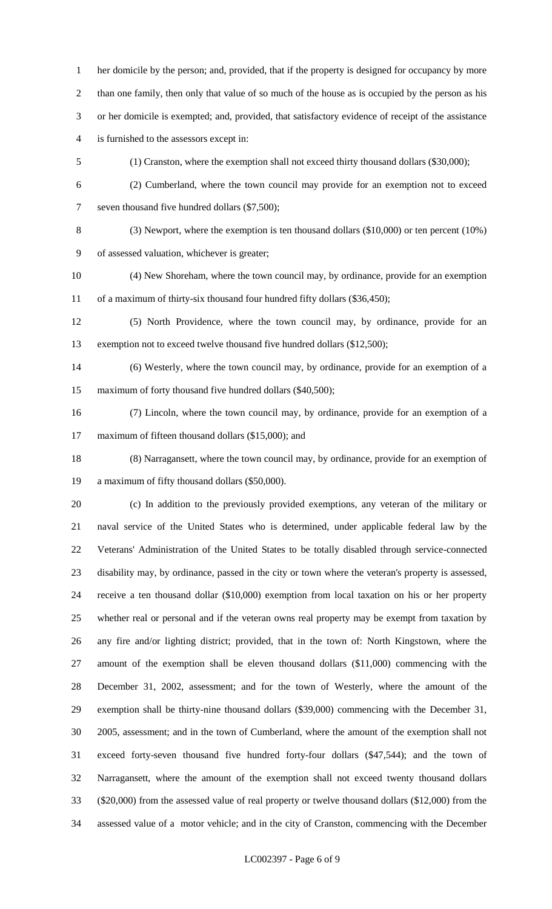her domicile by the person; and, provided, that if the property is designed for occupancy by more than one family, then only that value of so much of the house as is occupied by the person as his or her domicile is exempted; and, provided, that satisfactory evidence of receipt of the assistance is furnished to the assessors except in:

(1) Cranston, where the exemption shall not exceed thirty thousand dollars ($30,000);

(2) Cumberland, where the town council may provide for an exemption not to exceed seven thousand five hundred dollars ($7,500);

(3) Newport, where the exemption is ten thousand dollars ($10,000) or ten percent (10%) of assessed valuation, whichever is greater;

(4) New Shoreham, where the town council may, by ordinance, provide for an exemption of a maximum of thirty-six thousand four hundred fifty dollars ($36,450);

(5) North Providence, where the town council may, by ordinance, provide for an exemption not to exceed twelve thousand five hundred dollars ($12,500);

(6) Westerly, where the town council may, by ordinance, provide for an exemption of a maximum of forty thousand five hundred dollars ($40,500);

(7) Lincoln, where the town council may, by ordinance, provide for an exemption of a maximum of fifteen thousand dollars ($15,000); and

(8) Narragansett, where the town council may, by ordinance, provide for an exemption of a maximum of fifty thousand dollars ($50,000).

(c) In addition to the previously provided exemptions, any veteran of the military or naval service of the United States who is determined, under applicable federal law by the Veterans' Administration of the United States to be totally disabled through service-connected disability may, by ordinance, passed in the city or town where the veteran's property is assessed, receive a ten thousand dollar ($10,000) exemption from local taxation on his or her property whether real or personal and if the veteran owns real property may be exempt from taxation by any fire and/or lighting district; provided, that in the town of: North Kingstown, where the amount of the exemption shall be eleven thousand dollars ($11,000) commencing with the December 31, 2002, assessment; and for the town of Westerly, where the amount of the exemption shall be thirty-nine thousand dollars ($39,000) commencing with the December 31, 2005, assessment; and in the town of Cumberland, where the amount of the exemption shall not exceed forty-seven thousand five hundred forty-four dollars ($47,544); and the town of Narragansett, where the amount of the exemption shall not exceed twenty thousand dollars ($20,000) from the assessed value of real property or twelve thousand dollars ($12,000) from the assessed value of a motor vehicle; and in the city of Cranston, commencing with the December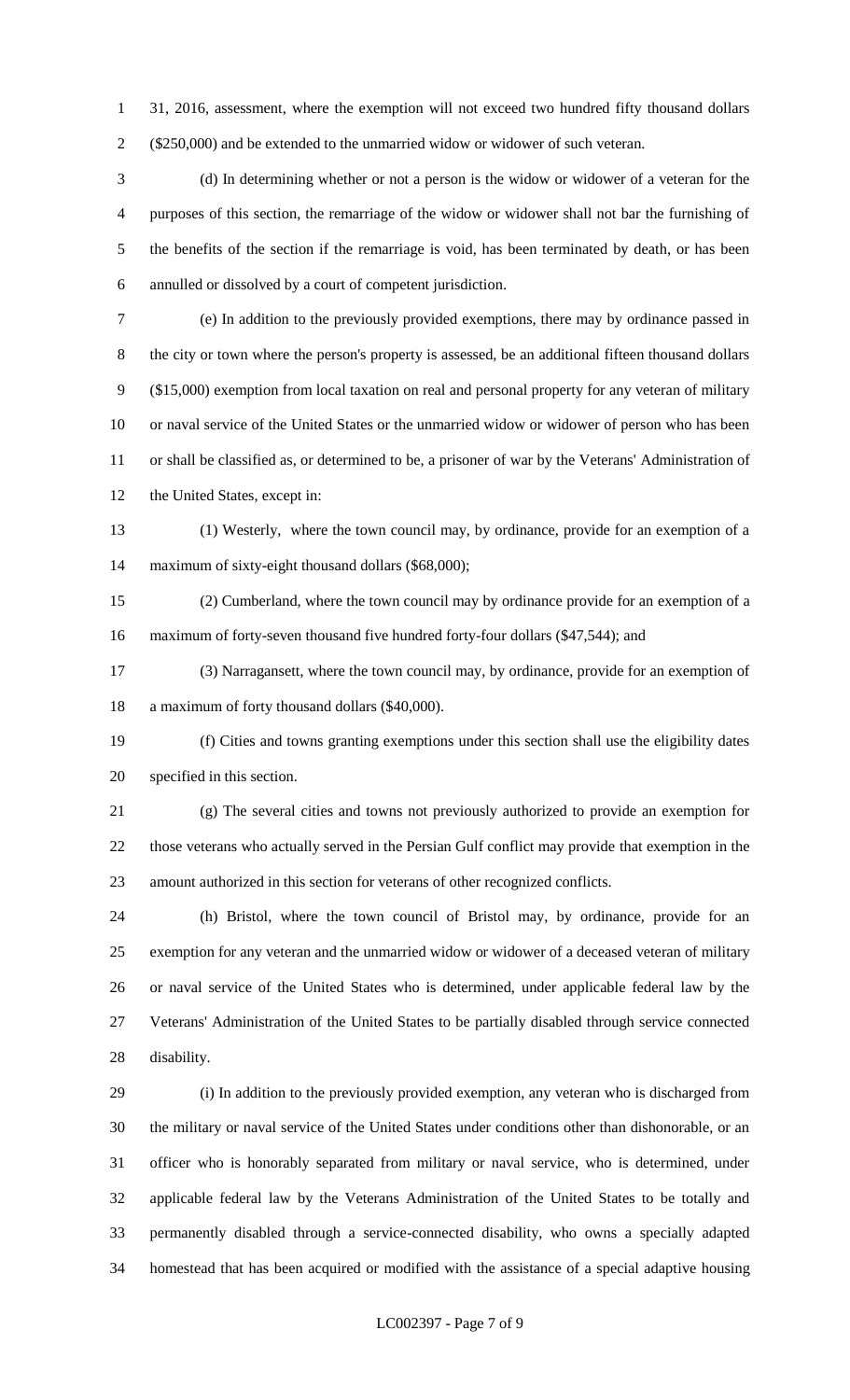31, 2016, assessment, where the exemption will not exceed two hundred fifty thousand dollars ($250,000) and be extended to the unmarried widow or widower of such veteran.

(d) In determining whether or not a person is the widow or widower of a veteran for the purposes of this section, the remarriage of the widow or widower shall not bar the furnishing of the benefits of the section if the remarriage is void, has been terminated by death, or has been annulled or dissolved by a court of competent jurisdiction.

(e) In addition to the previously provided exemptions, there may by ordinance passed in the city or town where the person's property is assessed, be an additional fifteen thousand dollars ($15,000) exemption from local taxation on real and personal property for any veteran of military or naval service of the United States or the unmarried widow or widower of person who has been or shall be classified as, or determined to be, a prisoner of war by the Veterans' Administration of the United States, except in:

(1) Westerly, where the town council may, by ordinance, provide for an exemption of a maximum of sixty-eight thousand dollars ($68,000);

(2) Cumberland, where the town council may by ordinance provide for an exemption of a maximum of forty-seven thousand five hundred forty-four dollars ($47,544); and

(3) Narragansett, where the town council may, by ordinance, provide for an exemption of a maximum of forty thousand dollars ($40,000).

(f) Cities and towns granting exemptions under this section shall use the eligibility dates specified in this section.

(g) The several cities and towns not previously authorized to provide an exemption for those veterans who actually served in the Persian Gulf conflict may provide that exemption in the amount authorized in this section for veterans of other recognized conflicts.

(h) Bristol, where the town council of Bristol may, by ordinance, provide for an exemption for any veteran and the unmarried widow or widower of a deceased veteran of military or naval service of the United States who is determined, under applicable federal law by the Veterans' Administration of the United States to be partially disabled through service connected disability.

(i) In addition to the previously provided exemption, any veteran who is discharged from the military or naval service of the United States under conditions other than dishonorable, or an officer who is honorably separated from military or naval service, who is determined, under applicable federal law by the Veterans Administration of the United States to be totally and permanently disabled through a service-connected disability, who owns a specially adapted homestead that has been acquired or modified with the assistance of a special adaptive housing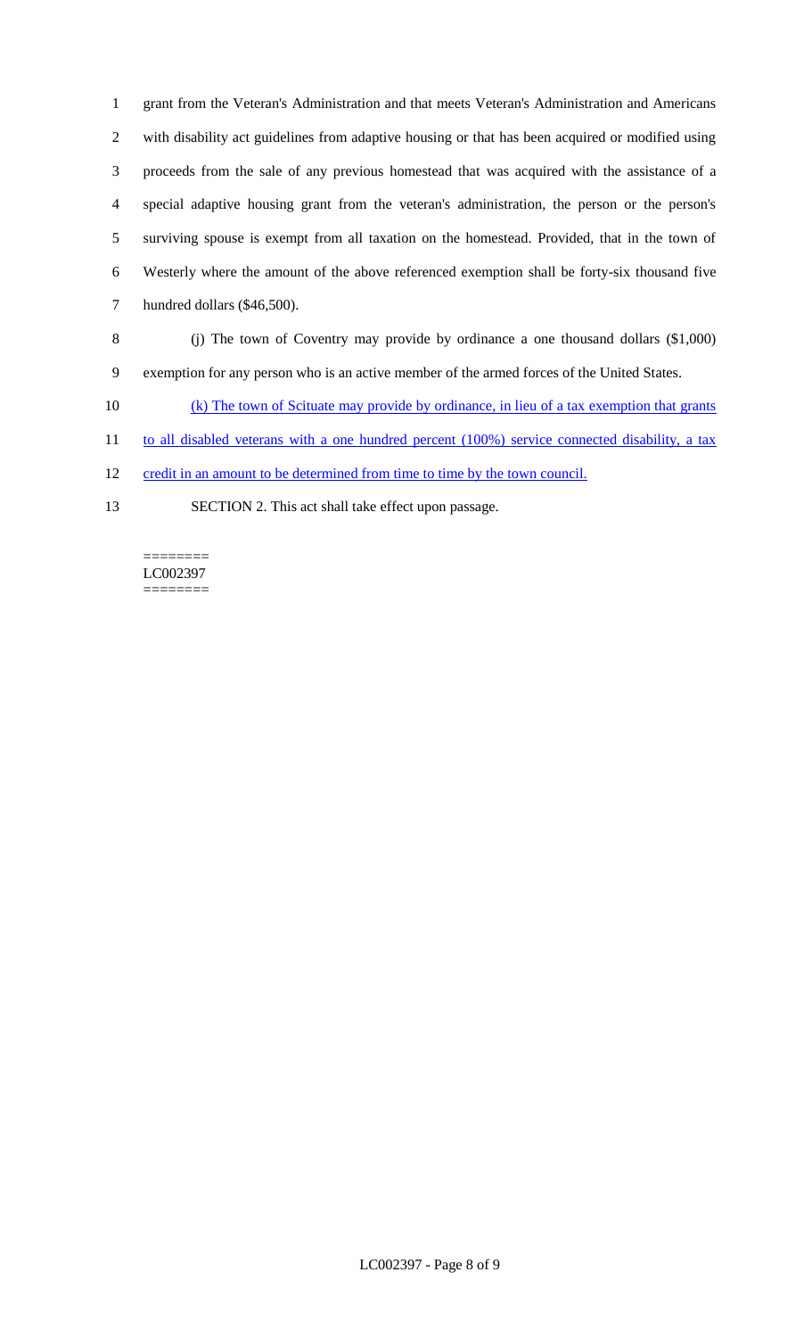grant from the Veteran's Administration and that meets Veteran's Administration and Americans with disability act guidelines from adaptive housing or that has been acquired or modified using proceeds from the sale of any previous homestead that was acquired with the assistance of a special adaptive housing grant from the veteran's administration, the person or the person's surviving spouse is exempt from all taxation on the homestead. Provided, that in the town of Westerly where the amount of the above referenced exemption shall be forty-six thousand five hundred dollars ($46,500).

(j) The town of Coventry may provide by ordinance a one thousand dollars ($1,000) exemption for any person who is an active member of the armed forces of the United States.

<u>(k) The town of Scituate may provide by ordinance, in lieu of a tax exemption that grants to all disabled veterans with a one hundred percent (100%) service connected disability, a tax credit in an amount to be determined from time to time by the town council.</u>

SECTION 2. This act shall take effect upon passage.

========
LC002397
========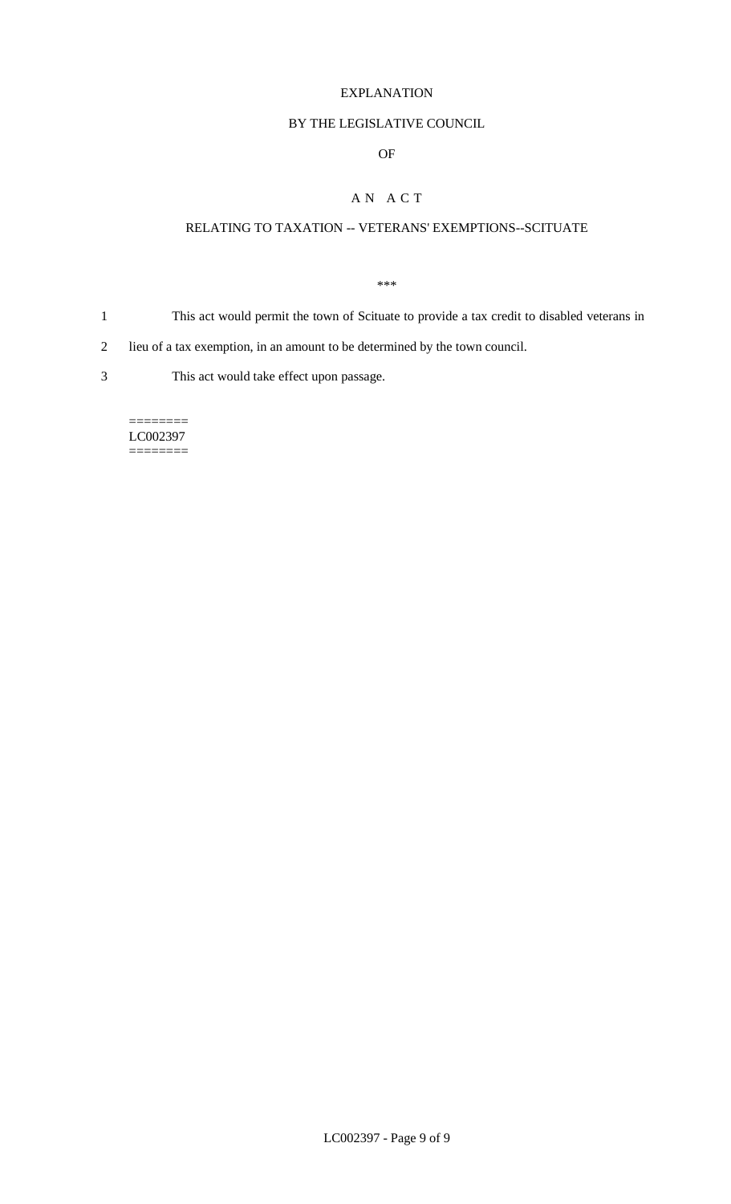EXPLANATION

BY THE LEGISLATIVE COUNCIL

OF

A N A C T

RELATING TO TAXATION -- VETERANS' EXEMPTIONS--SCITUATE

***

1 This act would permit the town of Scituate to provide a tax credit to disabled veterans in
2 lieu of a tax exemption, in an amount to be determined by the town council.
3 This act would take effect upon passage.

========
LC002397
========